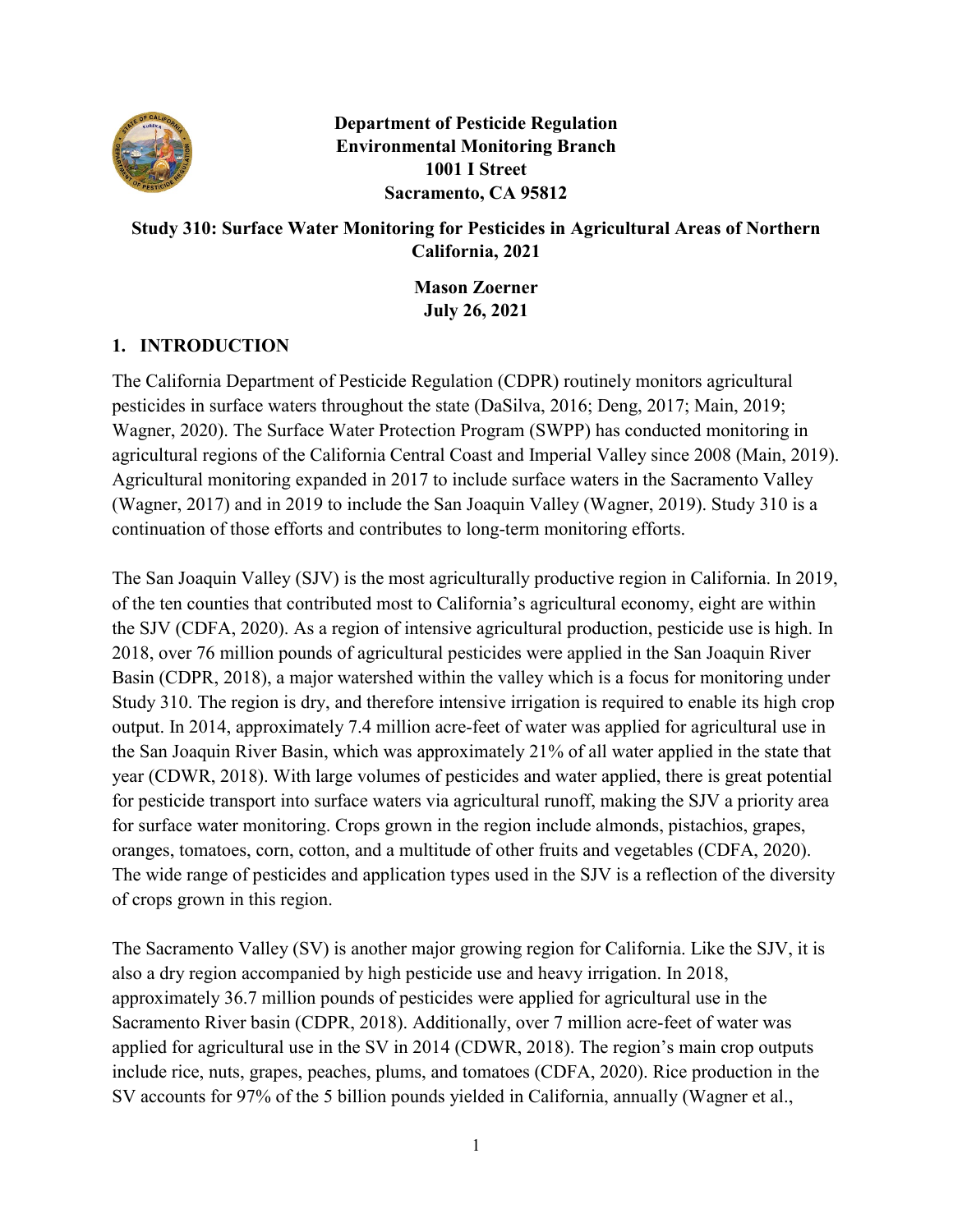**Department of Pesticide Regulation**
**Environmental Monitoring Branch**
**1001 I Street**
**Sacramento, CA 95812**

**Study 310: Surface Water Monitoring for Pesticides in Agricultural Areas of Northern California, 2021**

**Mason Zoerner**
**July 26, 2021**

## 1. INTRODUCTION

The California Department of Pesticide Regulation (CDPR) routinely monitors agricultural pesticides in surface waters throughout the state (DaSilva, 2016; Deng, 2017; Main, 2019; Wagner, 2020). The Surface Water Protection Program (SWPP) has conducted monitoring in agricultural regions of the California Central Coast and Imperial Valley since 2008 (Main, 2019). Agricultural monitoring expanded in 2017 to include surface waters in the Sacramento Valley (Wagner, 2017) and in 2019 to include the San Joaquin Valley (Wagner, 2019). Study 310 is a continuation of those efforts and contributes to long-term monitoring efforts.

The San Joaquin Valley (SJV) is the most agriculturally productive region in California. In 2019, of the ten counties that contributed most to California's agricultural economy, eight are within the SJV (CDFA, 2020). As a region of intensive agricultural production, pesticide use is high. In 2018, over 76 million pounds of agricultural pesticides were applied in the San Joaquin River Basin (CDPR, 2018), a major watershed within the valley which is a focus for monitoring under Study 310. The region is dry, and therefore intensive irrigation is required to enable its high crop output. In 2014, approximately 7.4 million acre-feet of water was applied for agricultural use in the San Joaquin River Basin, which was approximately 21% of all water applied in the state that year (CDWR, 2018). With large volumes of pesticides and water applied, there is great potential for pesticide transport into surface waters via agricultural runoff, making the SJV a priority area for surface water monitoring. Crops grown in the region include almonds, pistachios, grapes, oranges, tomatoes, corn, cotton, and a multitude of other fruits and vegetables (CDFA, 2020). The wide range of pesticides and application types used in the SJV is a reflection of the diversity of crops grown in this region.

The Sacramento Valley (SV) is another major growing region for California. Like the SJV, it is also a dry region accompanied by high pesticide use and heavy irrigation. In 2018, approximately 36.7 million pounds of pesticides were applied for agricultural use in the Sacramento River basin (CDPR, 2018). Additionally, over 7 million acre-feet of water was applied for agricultural use in the SV in 2014 (CDWR, 2018). The region's main crop outputs include rice, nuts, grapes, peaches, plums, and tomatoes (CDFA, 2020). Rice production in the SV accounts for 97% of the 5 billion pounds yielded in California, annually (Wagner et al.,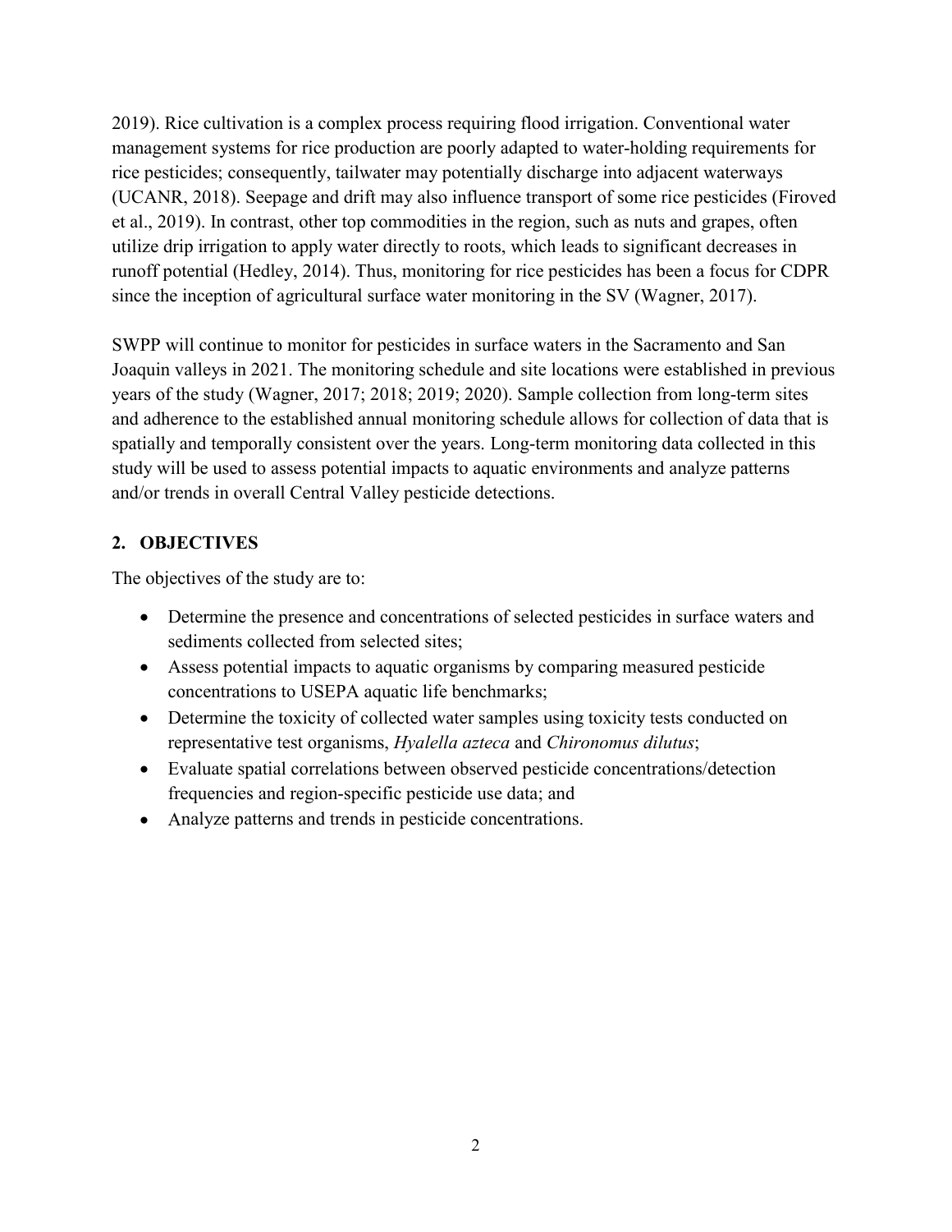2019). Rice cultivation is a complex process requiring flood irrigation. Conventional water management systems for rice production are poorly adapted to water-holding requirements for rice pesticides; consequently, tailwater may potentially discharge into adjacent waterways (UCANR, 2018). Seepage and drift may also influence transport of some rice pesticides (Firoved et al., 2019). In contrast, other top commodities in the region, such as nuts and grapes, often utilize drip irrigation to apply water directly to roots, which leads to significant decreases in runoff potential (Hedley, 2014). Thus, monitoring for rice pesticides has been a focus for CDPR since the inception of agricultural surface water monitoring in the SV (Wagner, 2017).

SWPP will continue to monitor for pesticides in surface waters in the Sacramento and San Joaquin valleys in 2021. The monitoring schedule and site locations were established in previous years of the study (Wagner, 2017; 2018; 2019; 2020). Sample collection from long-term sites and adherence to the established annual monitoring schedule allows for collection of data that is spatially and temporally consistent over the years. Long-term monitoring data collected in this study will be used to assess potential impacts to aquatic environments and analyze patterns and/or trends in overall Central Valley pesticide detections.

## 2. OBJECTIVES

The objectives of the study are to:

- Determine the presence and concentrations of selected pesticides in surface waters and sediments collected from selected sites;
- Assess potential impacts to aquatic organisms by comparing measured pesticide concentrations to USEPA aquatic life benchmarks;
- Determine the toxicity of collected water samples using toxicity tests conducted on representative test organisms, *Hyalella azteca* and *Chironomus dilutus*;
- Evaluate spatial correlations between observed pesticide concentrations/detection frequencies and region-specific pesticide use data; and
- Analyze patterns and trends in pesticide concentrations.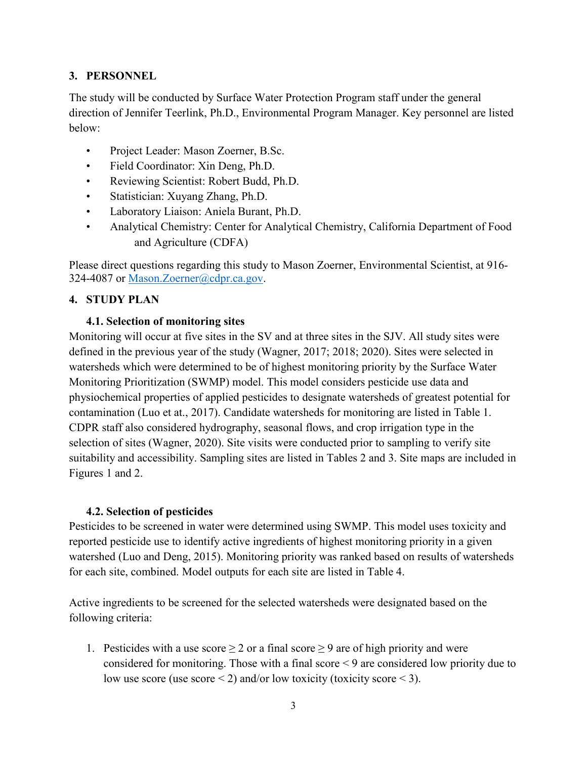## 3. PERSONNEL

The study will be conducted by Surface Water Protection Program staff under the general direction of Jennifer Teerlink, Ph.D., Environmental Program Manager. Key personnel are listed below:

- Project Leader: Mason Zoerner, B.Sc.
- Field Coordinator: Xin Deng, Ph.D.
- Reviewing Scientist: Robert Budd, Ph.D.
- Statistician: Xuyang Zhang, Ph.D.
- Laboratory Liaison: Aniela Burant, Ph.D.
- Analytical Chemistry: Center for Analytical Chemistry, California Department of Food and Agriculture (CDFA)

Please direct questions regarding this study to Mason Zoerner, Environmental Scientist, at 916-324-4087 or Mason.Zoerner@cdpr.ca.gov.

## 4. STUDY PLAN

### 4.1. Selection of monitoring sites

Monitoring will occur at five sites in the SV and at three sites in the SJV. All study sites were defined in the previous year of the study (Wagner, 2017; 2018; 2020). Sites were selected in watersheds which were determined to be of highest monitoring priority by the Surface Water Monitoring Prioritization (SWMP) model. This model considers pesticide use data and physiochemical properties of applied pesticides to designate watersheds of greatest potential for contamination (Luo et at., 2017). Candidate watersheds for monitoring are listed in Table 1. CDPR staff also considered hydrography, seasonal flows, and crop irrigation type in the selection of sites (Wagner, 2020). Site visits were conducted prior to sampling to verify site suitability and accessibility. Sampling sites are listed in Tables 2 and 3. Site maps are included in Figures 1 and 2.

### 4.2. Selection of pesticides

Pesticides to be screened in water were determined using SWMP. This model uses toxicity and reported pesticide use to identify active ingredients of highest monitoring priority in a given watershed (Luo and Deng, 2015). Monitoring priority was ranked based on results of watersheds for each site, combined. Model outputs for each site are listed in Table 4.

Active ingredients to be screened for the selected watersheds were designated based on the following criteria:

1. Pesticides with a use score ≥ 2 or a final score ≥ 9 are of high priority and were considered for monitoring. Those with a final score < 9 are considered low priority due to low use score (use score < 2) and/or low toxicity (toxicity score < 3).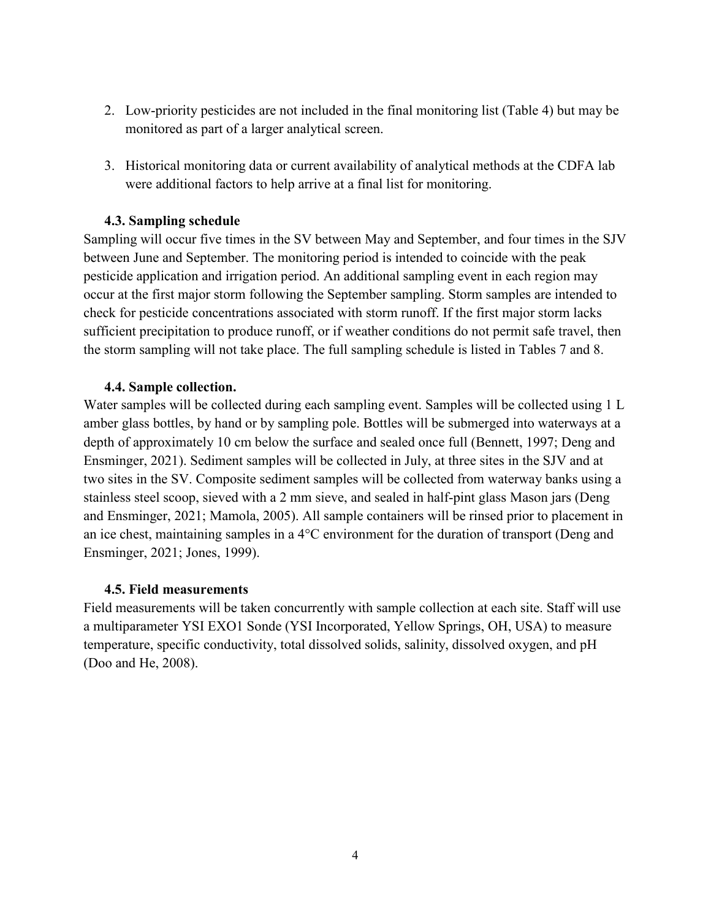2. Low-priority pesticides are not included in the final monitoring list (Table 4) but may be monitored as part of a larger analytical screen.

3. Historical monitoring data or current availability of analytical methods at the CDFA lab were additional factors to help arrive at a final list for monitoring.

### 4.3. Sampling schedule

Sampling will occur five times in the SV between May and September, and four times in the SJV between June and September. The monitoring period is intended to coincide with the peak pesticide application and irrigation period. An additional sampling event in each region may occur at the first major storm following the September sampling. Storm samples are intended to check for pesticide concentrations associated with storm runoff. If the first major storm lacks sufficient precipitation to produce runoff, or if weather conditions do not permit safe travel, then the storm sampling will not take place. The full sampling schedule is listed in Tables 7 and 8.

### 4.4. Sample collection.

Water samples will be collected during each sampling event. Samples will be collected using 1 L amber glass bottles, by hand or by sampling pole. Bottles will be submerged into waterways at a depth of approximately 10 cm below the surface and sealed once full (Bennett, 1997; Deng and Ensminger, 2021). Sediment samples will be collected in July, at three sites in the SJV and at two sites in the SV. Composite sediment samples will be collected from waterway banks using a stainless steel scoop, sieved with a 2 mm sieve, and sealed in half-pint glass Mason jars (Deng and Ensminger, 2021; Mamola, 2005). All sample containers will be rinsed prior to placement in an ice chest, maintaining samples in a 4°C environment for the duration of transport (Deng and Ensminger, 2021; Jones, 1999).

### 4.5. Field measurements

Field measurements will be taken concurrently with sample collection at each site. Staff will use a multiparameter YSI EXO1 Sonde (YSI Incorporated, Yellow Springs, OH, USA) to measure temperature, specific conductivity, total dissolved solids, salinity, dissolved oxygen, and pH (Doo and He, 2008).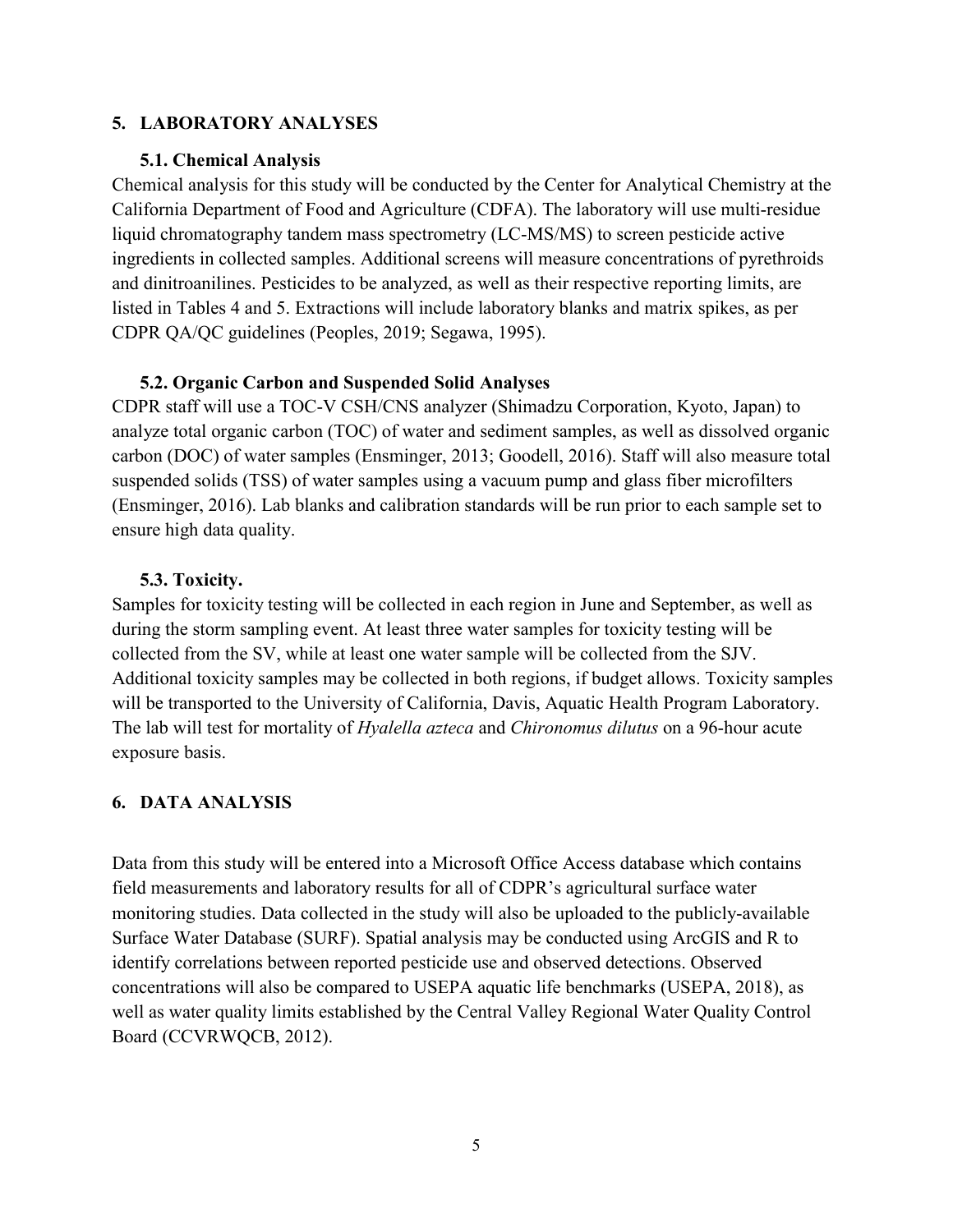## 5. LABORATORY ANALYSES

### 5.1. Chemical Analysis

Chemical analysis for this study will be conducted by the Center for Analytical Chemistry at the California Department of Food and Agriculture (CDFA). The laboratory will use multi-residue liquid chromatography tandem mass spectrometry (LC-MS/MS) to screen pesticide active ingredients in collected samples. Additional screens will measure concentrations of pyrethroids and dinitroanilines. Pesticides to be analyzed, as well as their respective reporting limits, are listed in Tables 4 and 5. Extractions will include laboratory blanks and matrix spikes, as per CDPR QA/QC guidelines (Peoples, 2019; Segawa, 1995).

### 5.2. Organic Carbon and Suspended Solid Analyses

CDPR staff will use a TOC-V CSH/CNS analyzer (Shimadzu Corporation, Kyoto, Japan) to analyze total organic carbon (TOC) of water and sediment samples, as well as dissolved organic carbon (DOC) of water samples (Ensminger, 2013; Goodell, 2016). Staff will also measure total suspended solids (TSS) of water samples using a vacuum pump and glass fiber microfilters (Ensminger, 2016). Lab blanks and calibration standards will be run prior to each sample set to ensure high data quality.

### 5.3. Toxicity.

Samples for toxicity testing will be collected in each region in June and September, as well as during the storm sampling event. At least three water samples for toxicity testing will be collected from the SV, while at least one water sample will be collected from the SJV. Additional toxicity samples may be collected in both regions, if budget allows. Toxicity samples will be transported to the University of California, Davis, Aquatic Health Program Laboratory. The lab will test for mortality of *Hyalella azteca* and *Chironomus dilutus* on a 96-hour acute exposure basis.

## 6. DATA ANALYSIS

Data from this study will be entered into a Microsoft Office Access database which contains field measurements and laboratory results for all of CDPR's agricultural surface water monitoring studies. Data collected in the study will also be uploaded to the publicly-available Surface Water Database (SURF). Spatial analysis may be conducted using ArcGIS and R to identify correlations between reported pesticide use and observed detections. Observed concentrations will also be compared to USEPA aquatic life benchmarks (USEPA, 2018), as well as water quality limits established by the Central Valley Regional Water Quality Control Board (CCVRWQCB, 2012).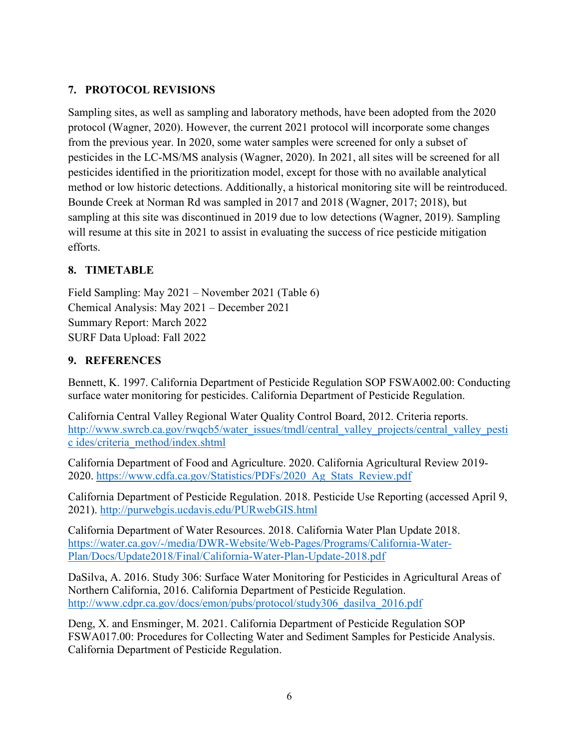## 7. PROTOCOL REVISIONS

Sampling sites, as well as sampling and laboratory methods, have been adopted from the 2020 protocol (Wagner, 2020). However, the current 2021 protocol will incorporate some changes from the previous year. In 2020, some water samples were screened for only a subset of pesticides in the LC-MS/MS analysis (Wagner, 2020). In 2021, all sites will be screened for all pesticides identified in the prioritization model, except for those with no available analytical method or low historic detections. Additionally, a historical monitoring site will be reintroduced. Bounde Creek at Norman Rd was sampled in 2017 and 2018 (Wagner, 2017; 2018), but sampling at this site was discontinued in 2019 due to low detections (Wagner, 2019). Sampling will resume at this site in 2021 to assist in evaluating the success of rice pesticide mitigation efforts.

## 8. TIMETABLE

Field Sampling: May 2021 – November 2021 (Table 6)
Chemical Analysis: May 2021 – December 2021
Summary Report: March 2022
SURF Data Upload: Fall 2022

## 9. REFERENCES

Bennett, K. 1997. California Department of Pesticide Regulation SOP FSWA002.00: Conducting surface water monitoring for pesticides. California Department of Pesticide Regulation.

California Central Valley Regional Water Quality Control Board, 2012. Criteria reports. http://www.swrcb.ca.gov/rwqcb5/water_issues/tmdl/central_valley_projects/central_valley_pesti c ides/criteria_method/index.shtml

California Department of Food and Agriculture. 2020. California Agricultural Review 2019-2020. https://www.cdfa.ca.gov/Statistics/PDFs/2020_Ag_Stats_Review.pdf

California Department of Pesticide Regulation. 2018. Pesticide Use Reporting (accessed April 9, 2021). http://purwebgis.ucdavis.edu/PURwebGIS.html

California Department of Water Resources. 2018. California Water Plan Update 2018. https://water.ca.gov/-/media/DWR-Website/Web-Pages/Programs/California-Water-Plan/Docs/Update2018/Final/California-Water-Plan-Update-2018.pdf

DaSilva, A. 2016. Study 306: Surface Water Monitoring for Pesticides in Agricultural Areas of Northern California, 2016. California Department of Pesticide Regulation. http://www.cdpr.ca.gov/docs/emon/pubs/protocol/study306_dasilva_2016.pdf

Deng, X. and Ensminger, M. 2021. California Department of Pesticide Regulation SOP FSWA017.00: Procedures for Collecting Water and Sediment Samples for Pesticide Analysis. California Department of Pesticide Regulation.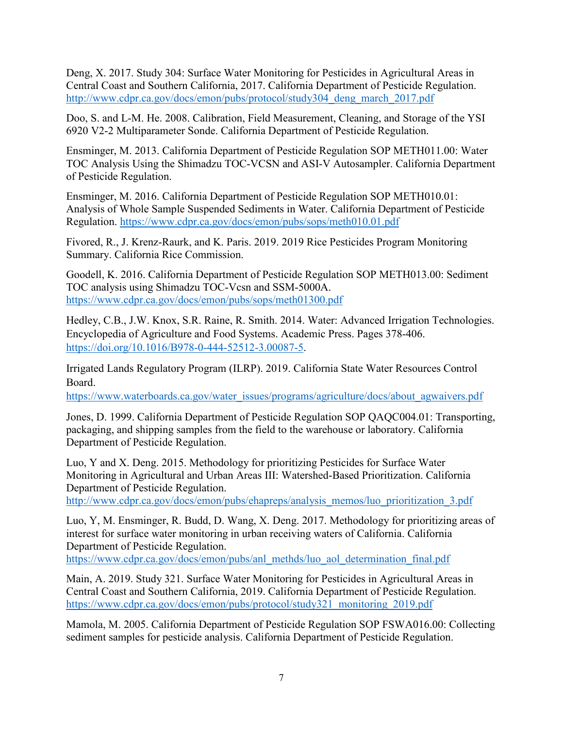Deng, X. 2017. Study 304: Surface Water Monitoring for Pesticides in Agricultural Areas in Central Coast and Southern California, 2017. California Department of Pesticide Regulation. http://www.cdpr.ca.gov/docs/emon/pubs/protocol/study304_deng_march_2017.pdf

Doo, S. and L-M. He. 2008. Calibration, Field Measurement, Cleaning, and Storage of the YSI 6920 V2-2 Multiparameter Sonde. California Department of Pesticide Regulation.

Ensminger, M. 2013. California Department of Pesticide Regulation SOP METH011.00: Water TOC Analysis Using the Shimadzu TOC-VCSN and ASI-V Autosampler. California Department of Pesticide Regulation.

Ensminger, M. 2016. California Department of Pesticide Regulation SOP METH010.01: Analysis of Whole Sample Suspended Sediments in Water. California Department of Pesticide Regulation. https://www.cdpr.ca.gov/docs/emon/pubs/sops/meth010.01.pdf

Fivored, R., J. Krenz-Raurk, and K. Paris. 2019. 2019 Rice Pesticides Program Monitoring Summary. California Rice Commission.

Goodell, K. 2016. California Department of Pesticide Regulation SOP METH013.00: Sediment TOC analysis using Shimadzu TOC-Vcsn and SSM-5000A. https://www.cdpr.ca.gov/docs/emon/pubs/sops/meth01300.pdf

Hedley, C.B., J.W. Knox, S.R. Raine, R. Smith. 2014. Water: Advanced Irrigation Technologies. Encyclopedia of Agriculture and Food Systems. Academic Press. Pages 378-406. https://doi.org/10.1016/B978-0-444-52512-3.00087-5.

Irrigated Lands Regulatory Program (ILRP). 2019. California State Water Resources Control Board. https://www.waterboards.ca.gov/water_issues/programs/agriculture/docs/about_agwaivers.pdf

Jones, D. 1999. California Department of Pesticide Regulation SOP QAQC004.01: Transporting, packaging, and shipping samples from the field to the warehouse or laboratory. California Department of Pesticide Regulation.

Luo, Y and X. Deng. 2015. Methodology for prioritizing Pesticides for Surface Water Monitoring in Agricultural and Urban Areas III: Watershed-Based Prioritization. California Department of Pesticide Regulation. http://www.cdpr.ca.gov/docs/emon/pubs/ehapreps/analysis_memos/luo_prioritization_3.pdf

Luo, Y, M. Ensminger, R. Budd, D. Wang, X. Deng. 2017. Methodology for prioritizing areas of interest for surface water monitoring in urban receiving waters of California. California Department of Pesticide Regulation. https://www.cdpr.ca.gov/docs/emon/pubs/anl_methds/luo_aol_determination_final.pdf

Main, A. 2019. Study 321. Surface Water Monitoring for Pesticides in Agricultural Areas in Central Coast and Southern California, 2019. California Department of Pesticide Regulation. https://www.cdpr.ca.gov/docs/emon/pubs/protocol/study321_monitoring_2019.pdf

Mamola, M. 2005. California Department of Pesticide Regulation SOP FSWA016.00: Collecting sediment samples for pesticide analysis. California Department of Pesticide Regulation.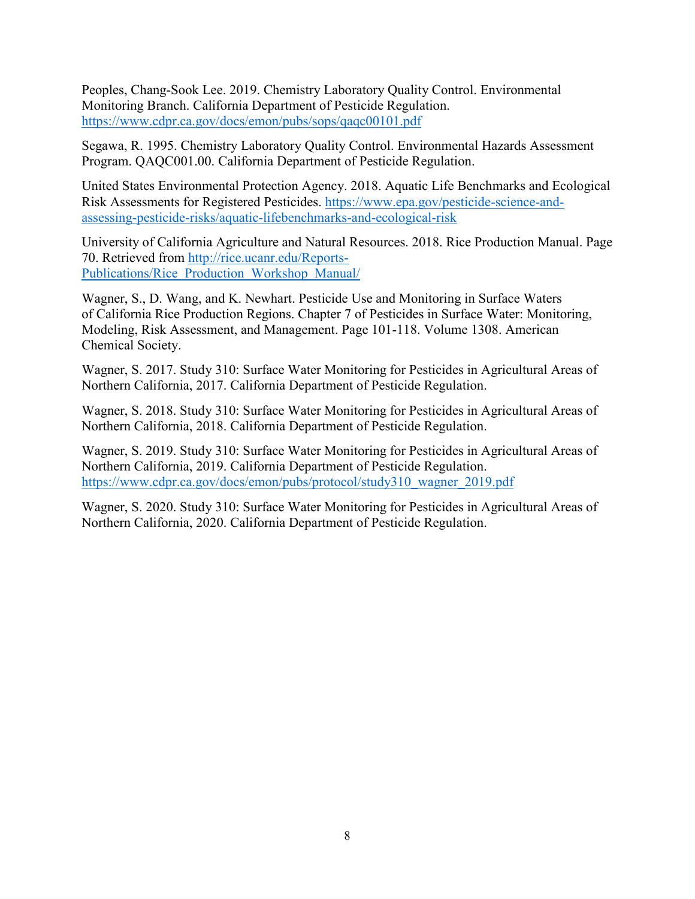Peoples, Chang-Sook Lee. 2019. Chemistry Laboratory Quality Control. Environmental Monitoring Branch. California Department of Pesticide Regulation. https://www.cdpr.ca.gov/docs/emon/pubs/sops/qaqc00101.pdf

Segawa, R. 1995. Chemistry Laboratory Quality Control. Environmental Hazards Assessment Program. QAQC001.00. California Department of Pesticide Regulation.

United States Environmental Protection Agency. 2018. Aquatic Life Benchmarks and Ecological Risk Assessments for Registered Pesticides. https://www.epa.gov/pesticide-science-and-assessing-pesticide-risks/aquatic-lifebenchmarks-and-ecological-risk

University of California Agriculture and Natural Resources. 2018. Rice Production Manual. Page 70. Retrieved from http://rice.ucanr.edu/Reports-Publications/Rice_Production_Workshop_Manual/

Wagner, S., D. Wang, and K. Newhart. Pesticide Use and Monitoring in Surface Waters of California Rice Production Regions. Chapter 7 of Pesticides in Surface Water: Monitoring, Modeling, Risk Assessment, and Management. Page 101-118. Volume 1308. American Chemical Society.

Wagner, S. 2017. Study 310: Surface Water Monitoring for Pesticides in Agricultural Areas of Northern California, 2017. California Department of Pesticide Regulation.

Wagner, S. 2018. Study 310: Surface Water Monitoring for Pesticides in Agricultural Areas of Northern California, 2018. California Department of Pesticide Regulation.

Wagner, S. 2019. Study 310: Surface Water Monitoring for Pesticides in Agricultural Areas of Northern California, 2019. California Department of Pesticide Regulation. https://www.cdpr.ca.gov/docs/emon/pubs/protocol/study310_wagner_2019.pdf

Wagner, S. 2020. Study 310: Surface Water Monitoring for Pesticides in Agricultural Areas of Northern California, 2020. California Department of Pesticide Regulation.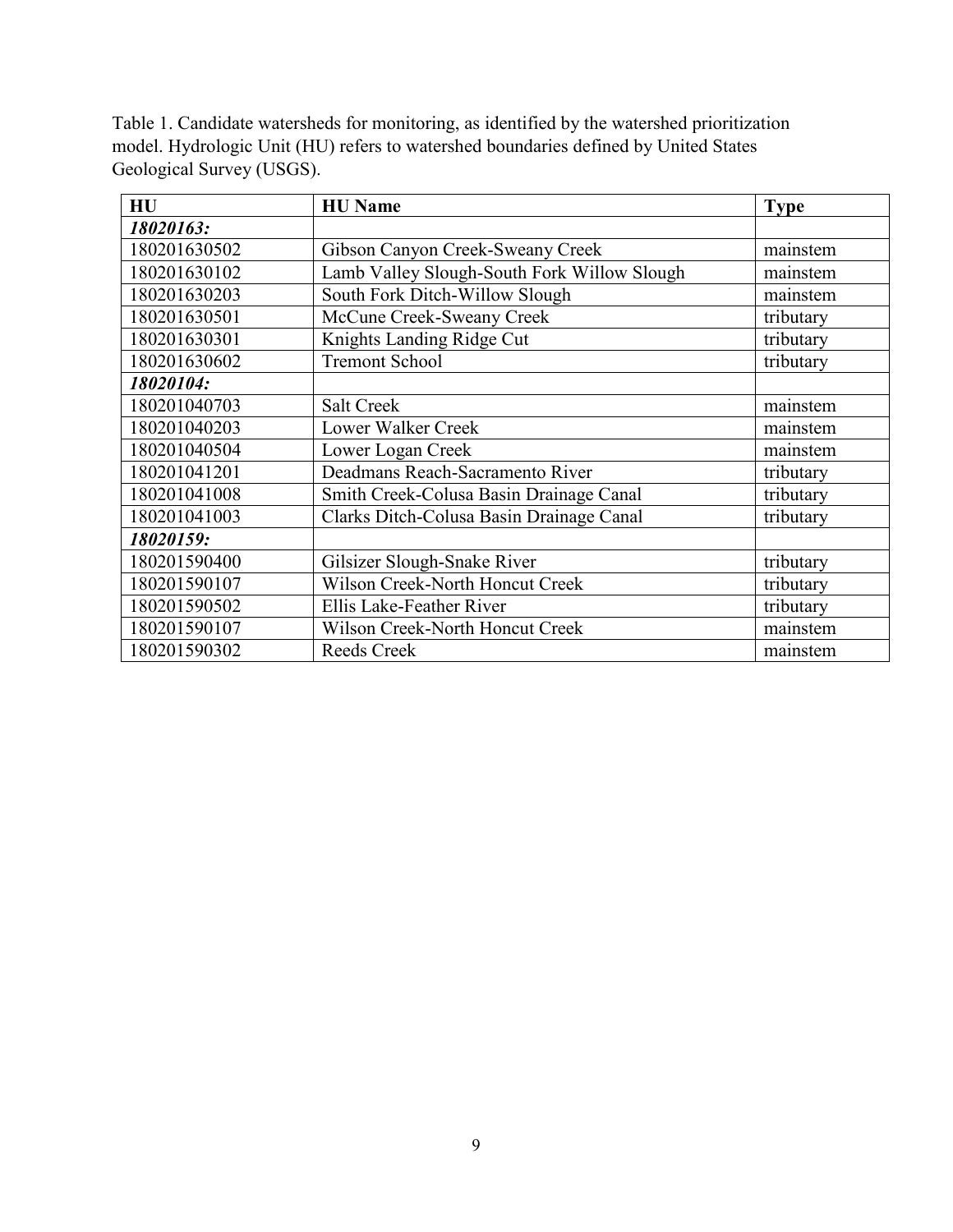Table 1. Candidate watersheds for monitoring, as identified by the watershed prioritization model. Hydrologic Unit (HU) refers to watershed boundaries defined by United States Geological Survey (USGS).

| HU | HU Name | Type |
|---|---|---|
| ***18020163:*** | | |
| 180201630502 | Gibson Canyon Creek-Sweany Creek | mainstem |
| 180201630102 | Lamb Valley Slough-South Fork Willow Slough | mainstem |
| 180201630203 | South Fork Ditch-Willow Slough | mainstem |
| 180201630501 | McCune Creek-Sweany Creek | tributary |
| 180201630301 | Knights Landing Ridge Cut | tributary |
| 180201630602 | Tremont School | tributary |
| ***18020104:*** | | |
| 180201040703 | Salt Creek | mainstem |
| 180201040203 | Lower Walker Creek | mainstem |
| 180201040504 | Lower Logan Creek | mainstem |
| 180201041201 | Deadmans Reach-Sacramento River | tributary |
| 180201041008 | Smith Creek-Colusa Basin Drainage Canal | tributary |
| 180201041003 | Clarks Ditch-Colusa Basin Drainage Canal | tributary |
| ***18020159:*** | | |
| 180201590400 | Gilsizer Slough-Snake River | tributary |
| 180201590107 | Wilson Creek-North Honcut Creek | tributary |
| 180201590502 | Ellis Lake-Feather River | tributary |
| 180201590107 | Wilson Creek-North Honcut Creek | mainstem |
| 180201590302 | Reeds Creek | mainstem |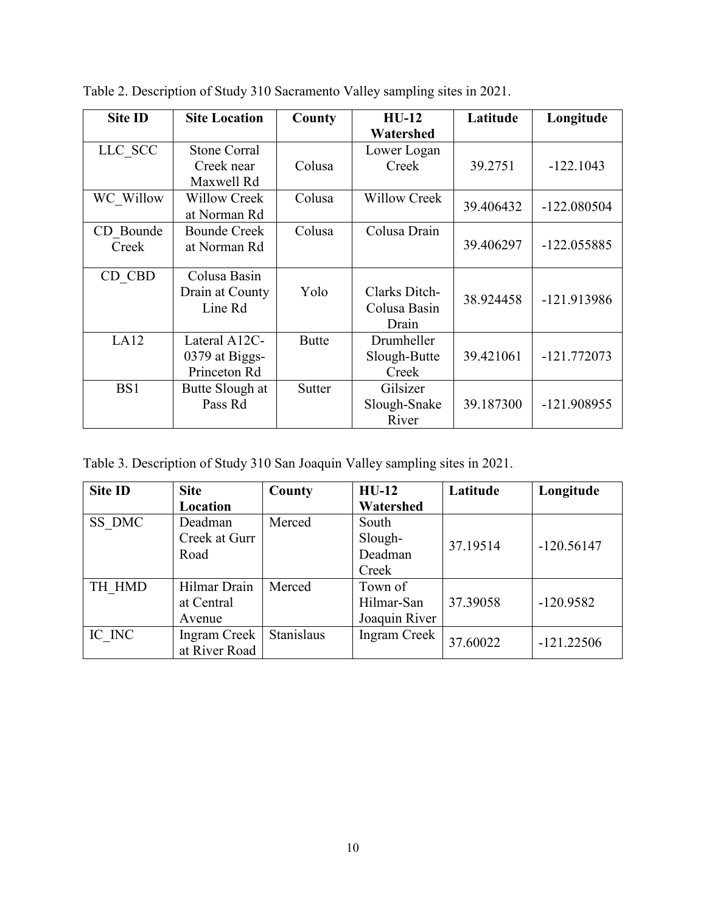Table 2. Description of Study 310 Sacramento Valley sampling sites in 2021.

| Site ID | Site Location | County | HU-12 Watershed | Latitude | Longitude |
| --- | --- | --- | --- | --- | --- |
| LLC_SCC | Stone Corral Creek near Maxwell Rd | Colusa | Lower Logan Creek | 39.2751 | -122.1043 |
| WC_Willow | Willow Creek at Norman Rd | Colusa | Willow Creek | 39.406432 | -122.080504 |
| CD_Bounde Creek | Bounde Creek at Norman Rd | Colusa | Colusa Drain | 39.406297 | -122.055885 |
| CD_CBD | Colusa Basin Drain at County Line Rd | Yolo | Clarks Ditch-Colusa Basin Drain | 38.924458 | -121.913986 |
| LA12 | Lateral A12C-0379 at Biggs-Princeton Rd | Butte | Drumheller Slough-Butte Creek | 39.421061 | -121.772073 |
| BS1 | Butte Slough at Pass Rd | Sutter | Gilsizer Slough-Snake River | 39.187300 | -121.908955 |

Table 3. Description of Study 310 San Joaquin Valley sampling sites in 2021.

| Site ID | Site Location | County | HU-12 Watershed | Latitude | Longitude |
| --- | --- | --- | --- | --- | --- |
| SS_DMC | Deadman Creek at Gurr Road | Merced | South Slough-Deadman Creek | 37.19514 | -120.56147 |
| TH_HMD | Hilmar Drain at Central Avenue | Merced | Town of Hilmar-San Joaquin River | 37.39058 | -120.9582 |
| IC_INC | Ingram Creek at River Road | Stanislaus | Ingram Creek | 37.60022 | -121.22506 |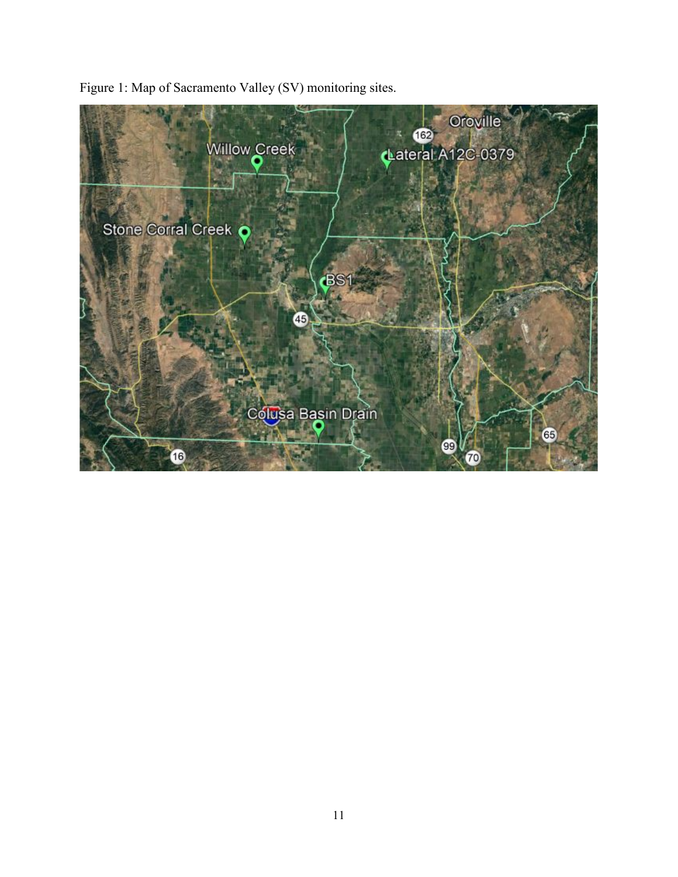Figure 1: Map of Sacramento Valley (SV) monitoring sites.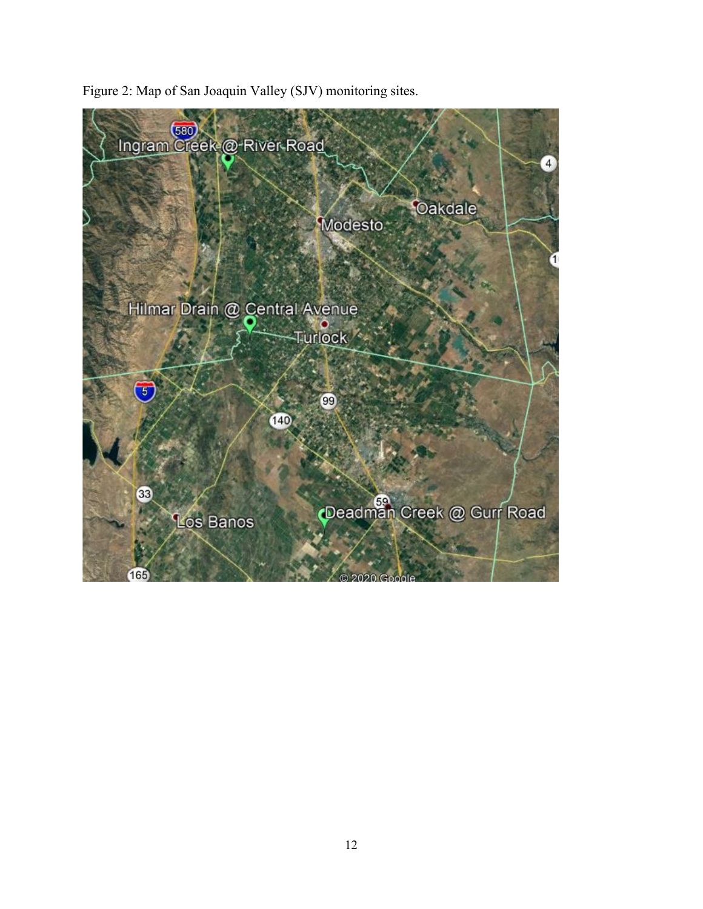Figure 2: Map of San Joaquin Valley (SJV) monitoring sites.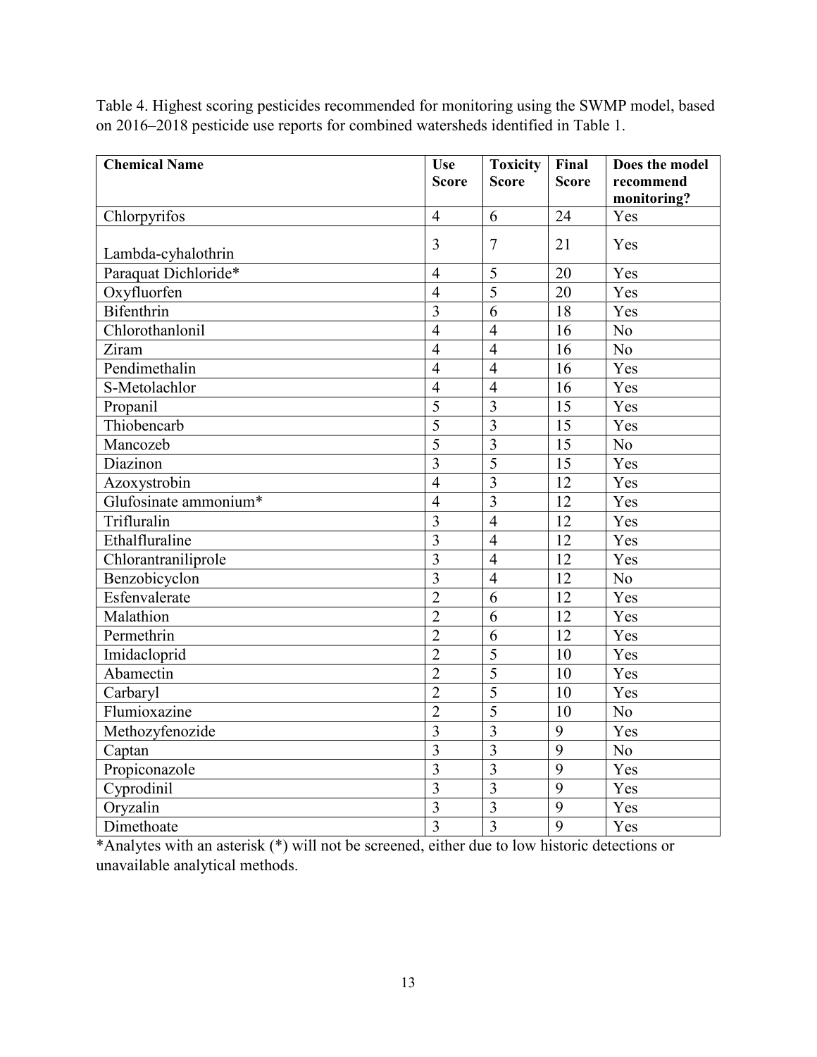Table 4. Highest scoring pesticides recommended for monitoring using the SWMP model, based on 2016–2018 pesticide use reports for combined watersheds identified in Table 1.

| Chemical Name | Use Score | Toxicity Score | Final Score | Does the model recommend monitoring? |
|---|---|---|---|---|
| Chlorpyrifos | 4 | 6 | 24 | Yes |
| Lambda-cyhalothrin | 3 | 7 | 21 | Yes |
| Paraquat Dichloride* | 4 | 5 | 20 | Yes |
| Oxyfluorfen | 4 | 5 | 20 | Yes |
| Bifenthrin | 3 | 6 | 18 | Yes |
| Chlorothanlonil | 4 | 4 | 16 | No |
| Ziram | 4 | 4 | 16 | No |
| Pendimethalin | 4 | 4 | 16 | Yes |
| S-Metolachlor | 4 | 4 | 16 | Yes |
| Propanil | 5 | 3 | 15 | Yes |
| Thiobencarb | 5 | 3 | 15 | Yes |
| Mancozeb | 5 | 3 | 15 | No |
| Diazinon | 3 | 5 | 15 | Yes |
| Azoxystrobin | 4 | 3 | 12 | Yes |
| Glufosinate ammonium* | 4 | 3 | 12 | Yes |
| Trifluralin | 3 | 4 | 12 | Yes |
| Ethalfluraline | 3 | 4 | 12 | Yes |
| Chlorantraniliprole | 3 | 4 | 12 | Yes |
| Benzobicyclon | 3 | 4 | 12 | No |
| Esfenvalerate | 2 | 6 | 12 | Yes |
| Malathion | 2 | 6 | 12 | Yes |
| Permethrin | 2 | 6 | 12 | Yes |
| Imidacloprid | 2 | 5 | 10 | Yes |
| Abamectin | 2 | 5 | 10 | Yes |
| Carbaryl | 2 | 5 | 10 | Yes |
| Flumioxazine | 2 | 5 | 10 | No |
| Methozyfenozide | 3 | 3 | 9 | Yes |
| Captan | 3 | 3 | 9 | No |
| Propiconazole | 3 | 3 | 9 | Yes |
| Cyprodinil | 3 | 3 | 9 | Yes |
| Oryzalin | 3 | 3 | 9 | Yes |
| Dimethoate | 3 | 3 | 9 | Yes |

*Analytes with an asterisk (*) will not be screened, either due to low historic detections or unavailable analytical methods.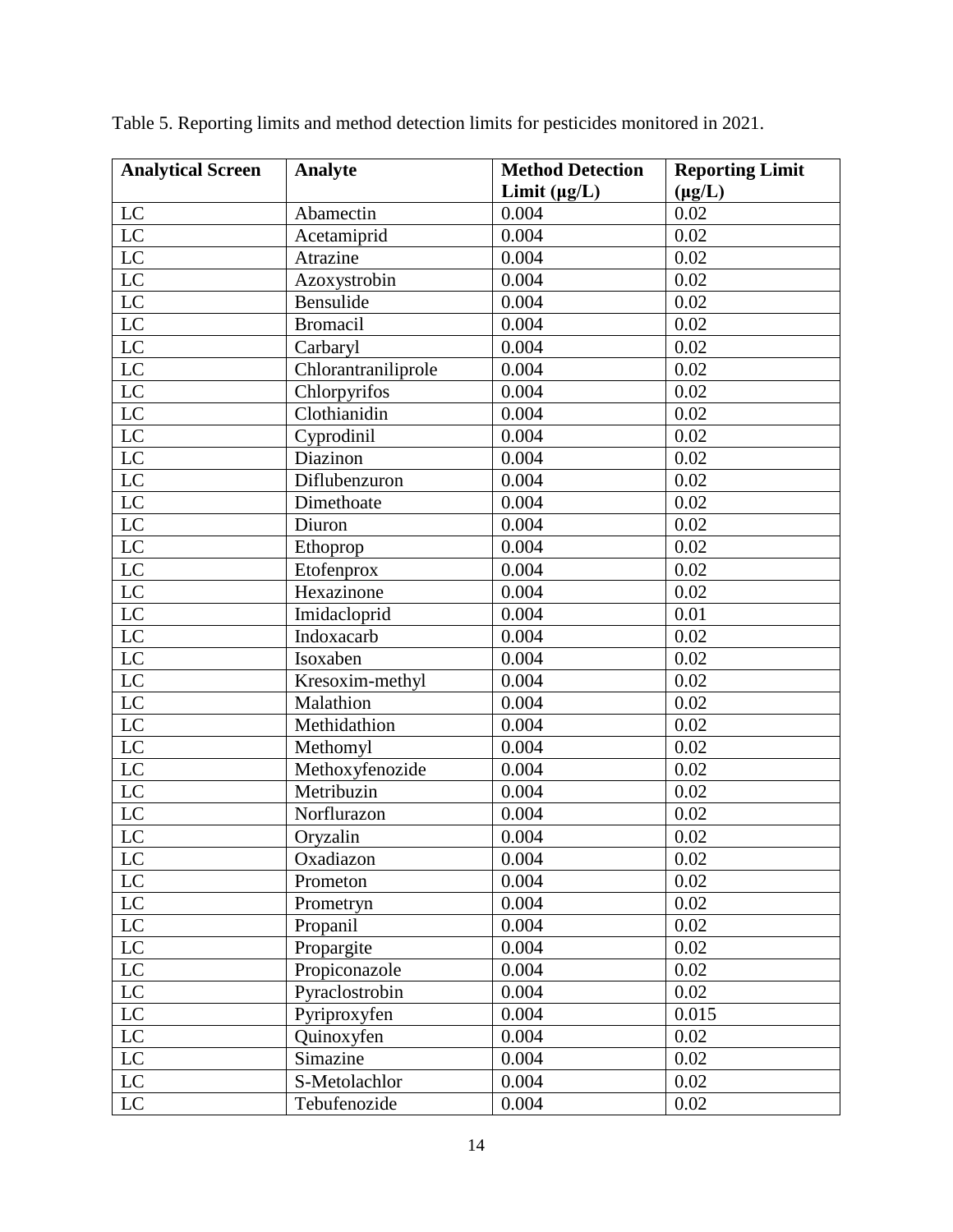Table 5. Reporting limits and method detection limits for pesticides monitored in 2021.

| **Analytical Screen** | **Analyte** | **Method Detection Limit (µg/L)** | **Reporting Limit (µg/L)** |
|---|---|---|---|
| LC | Abamectin | 0.004 | 0.02 |
| LC | Acetamiprid | 0.004 | 0.02 |
| LC | Atrazine | 0.004 | 0.02 |
| LC | Azoxystrobin | 0.004 | 0.02 |
| LC | Bensulide | 0.004 | 0.02 |
| LC | Bromacil | 0.004 | 0.02 |
| LC | Carbaryl | 0.004 | 0.02 |
| LC | Chlorantraniliprole | 0.004 | 0.02 |
| LC | Chlorpyrifos | 0.004 | 0.02 |
| LC | Clothianidin | 0.004 | 0.02 |
| LC | Cyprodinil | 0.004 | 0.02 |
| LC | Diazinon | 0.004 | 0.02 |
| LC | Diflubenzuron | 0.004 | 0.02 |
| LC | Dimethoate | 0.004 | 0.02 |
| LC | Diuron | 0.004 | 0.02 |
| LC | Ethoprop | 0.004 | 0.02 |
| LC | Etofenprox | 0.004 | 0.02 |
| LC | Hexazinone | 0.004 | 0.02 |
| LC | Imidacloprid | 0.004 | 0.01 |
| LC | Indoxacarb | 0.004 | 0.02 |
| LC | Isoxaben | 0.004 | 0.02 |
| LC | Kresoxim-methyl | 0.004 | 0.02 |
| LC | Malathion | 0.004 | 0.02 |
| LC | Methidathion | 0.004 | 0.02 |
| LC | Methomyl | 0.004 | 0.02 |
| LC | Methoxyfenozide | 0.004 | 0.02 |
| LC | Metribuzin | 0.004 | 0.02 |
| LC | Norflurazon | 0.004 | 0.02 |
| LC | Oryzalin | 0.004 | 0.02 |
| LC | Oxadiazon | 0.004 | 0.02 |
| LC | Prometon | 0.004 | 0.02 |
| LC | Prometryn | 0.004 | 0.02 |
| LC | Propanil | 0.004 | 0.02 |
| LC | Propargite | 0.004 | 0.02 |
| LC | Propiconazole | 0.004 | 0.02 |
| LC | Pyraclostrobin | 0.004 | 0.02 |
| LC | Pyriproxyfen | 0.004 | 0.015 |
| LC | Quinoxyfen | 0.004 | 0.02 |
| LC | Simazine | 0.004 | 0.02 |
| LC | S-Metolachlor | 0.004 | 0.02 |
| LC | Tebufenozide | 0.004 | 0.02 |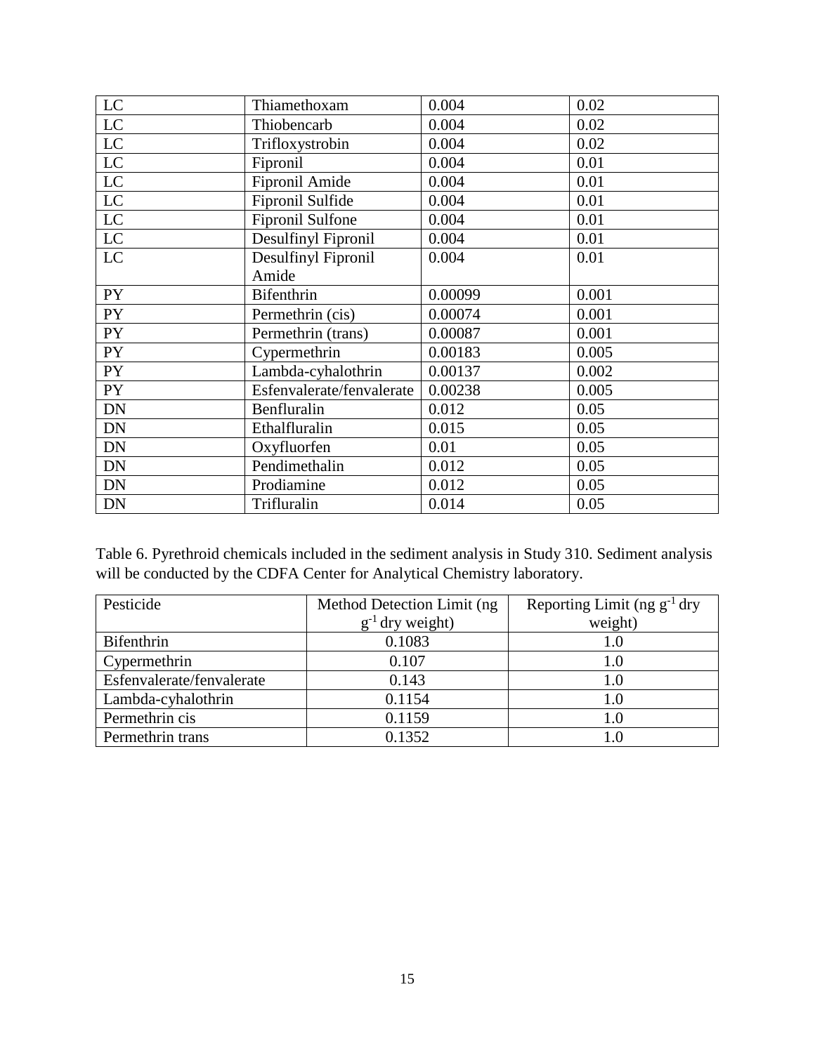| LC | Thiamethoxam | 0.004 | 0.02 |
| --- | --- | --- | --- |
| LC | Thiobencarb | 0.004 | 0.02 |
| LC | Trifloxystrobin | 0.004 | 0.02 |
| LC | Fipronil | 0.004 | 0.01 |
| LC | Fipronil Amide | 0.004 | 0.01 |
| LC | Fipronil Sulfide | 0.004 | 0.01 |
| LC | Fipronil Sulfone | 0.004 | 0.01 |
| LC | Desulfinyl Fipronil | 0.004 | 0.01 |
| LC | Desulfinyl Fipronil Amide | 0.004 | 0.01 |
| PY | Bifenthrin | 0.00099 | 0.001 |
| PY | Permethrin (cis) | 0.00074 | 0.001 |
| PY | Permethrin (trans) | 0.00087 | 0.001 |
| PY | Cypermethrin | 0.00183 | 0.005 |
| PY | Lambda-cyhalothrin | 0.00137 | 0.002 |
| PY | Esfenvalerate/fenvalerate | 0.00238 | 0.005 |
| DN | Benfluralin | 0.012 | 0.05 |
| DN | Ethalfluralin | 0.015 | 0.05 |
| DN | Oxyfluorfen | 0.01 | 0.05 |
| DN | Pendimethalin | 0.012 | 0.05 |
| DN | Prodiamine | 0.012 | 0.05 |
| DN | Trifluralin | 0.014 | 0.05 |

Table 6. Pyrethroid chemicals included in the sediment analysis in Study 310. Sediment analysis will be conducted by the CDFA Center for Analytical Chemistry laboratory.

| Pesticide | Method Detection Limit (ng $g^{-1}$ dry weight) | Reporting Limit (ng $g^{-1}$ dry weight) |
| --- | --- | --- |
| Bifenthrin | 0.1083 | 1.0 |
| Cypermethrin | 0.107 | 1.0 |
| Esfenvalerate/fenvalerate | 0.143 | 1.0 |
| Lambda-cyhalothrin | 0.1154 | 1.0 |
| Permethrin cis | 0.1159 | 1.0 |
| Permethrin trans | 0.1352 | 1.0 |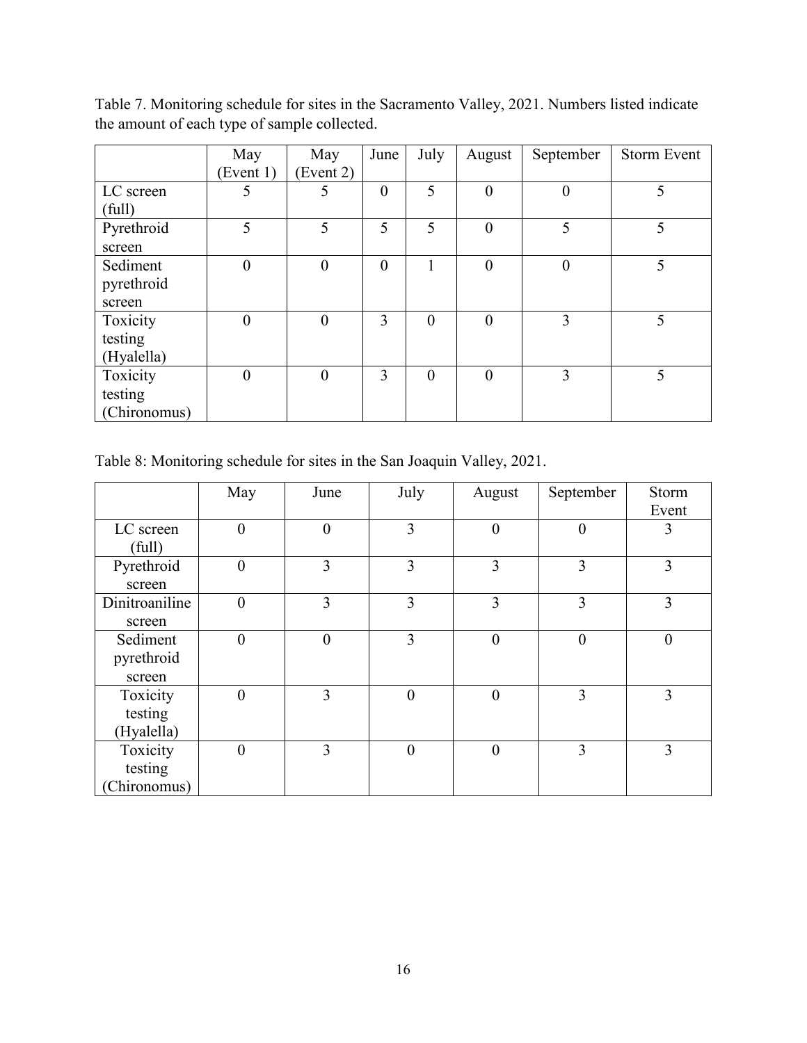Table 7. Monitoring schedule for sites in the Sacramento Valley, 2021. Numbers listed indicate the amount of each type of sample collected.

| | May (Event 1) | May (Event 2) | June | July | August | September | Storm Event |
|---|---|---|---|---|---|---|---|
| LC screen (full) | 5 | 5 | 0 | 5 | 0 | 0 | 5 |
| Pyrethroid screen | 5 | 5 | 5 | 5 | 0 | 5 | 5 |
| Sediment pyrethroid screen | 0 | 0 | 0 | 1 | 0 | 0 | 5 |
| Toxicity testing (Hyalella) | 0 | 0 | 3 | 0 | 0 | 3 | 5 |
| Toxicity testing (Chironomus) | 0 | 0 | 3 | 0 | 0 | 3 | 5 |

Table 8: Monitoring schedule for sites in the San Joaquin Valley, 2021.

| | May | June | July | August | September | Storm Event |
|---|---|---|---|---|---|---|
| LC screen (full) | 0 | 0 | 3 | 0 | 0 | 3 |
| Pyrethroid screen | 0 | 3 | 3 | 3 | 3 | 3 |
| Dinitroaniline screen | 0 | 3 | 3 | 3 | 3 | 3 |
| Sediment pyrethroid screen | 0 | 0 | 3 | 0 | 0 | 0 |
| Toxicity testing (Hyalella) | 0 | 3 | 0 | 0 | 3 | 3 |
| Toxicity testing (Chironomus) | 0 | 3 | 0 | 0 | 3 | 3 |